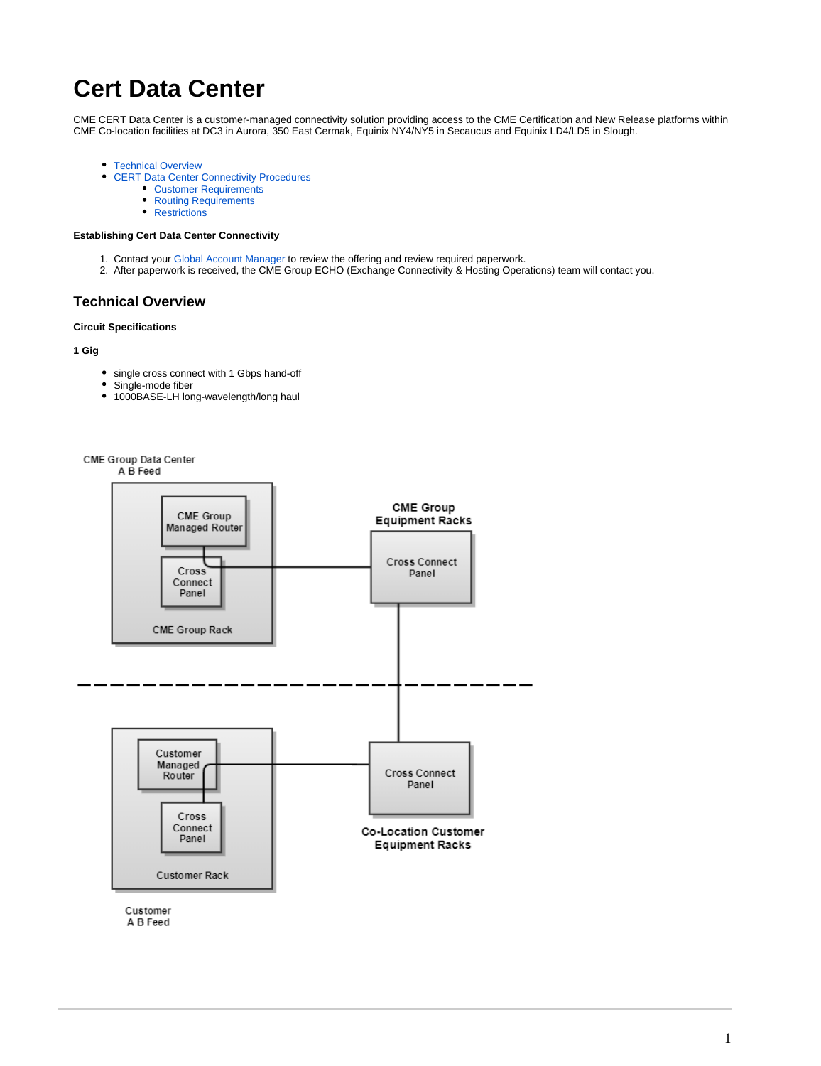# Cert Data Center

CME CERT Data Center is a customer-managed connectivity solution providing access to the CME Certification and New Release platforms within CME Co-location facilities at DC3 in Aurora, 350 East Cermak, Equinix NY4/NY5 in Secaucus and Equinix LD4/LD5 in Slough.

- Technical Overview
- CERT Data Center Connectivity Procedures
  - Customer Requirements
  - Routing Requirements
  - Restrictions

**Establishing Cert Data Center Connectivity**

1. Contact your Global Account Manager to review the offering and review required paperwork.
2. After paperwork is received, the CME Group ECHO (Exchange Connectivity & Hosting Operations) team will contact you.

## Technical Overview

**Circuit Specifications**

**1 Gig**

- single cross connect with 1 Gbps hand-off
- Single-mode fiber
- 1000BASE-LH long-wavelength/long haul

CME Group Data Center
A B Feed

CME Group Managed Router

Cross Connect Panel

CME Group Rack

CME Group Equipment Racks

Cross Connect Panel

Customer Managed Router

Cross Connect Panel

Customer Rack

Cross Connect Panel

Co-Location Customer Equipment Racks

Customer
A B Feed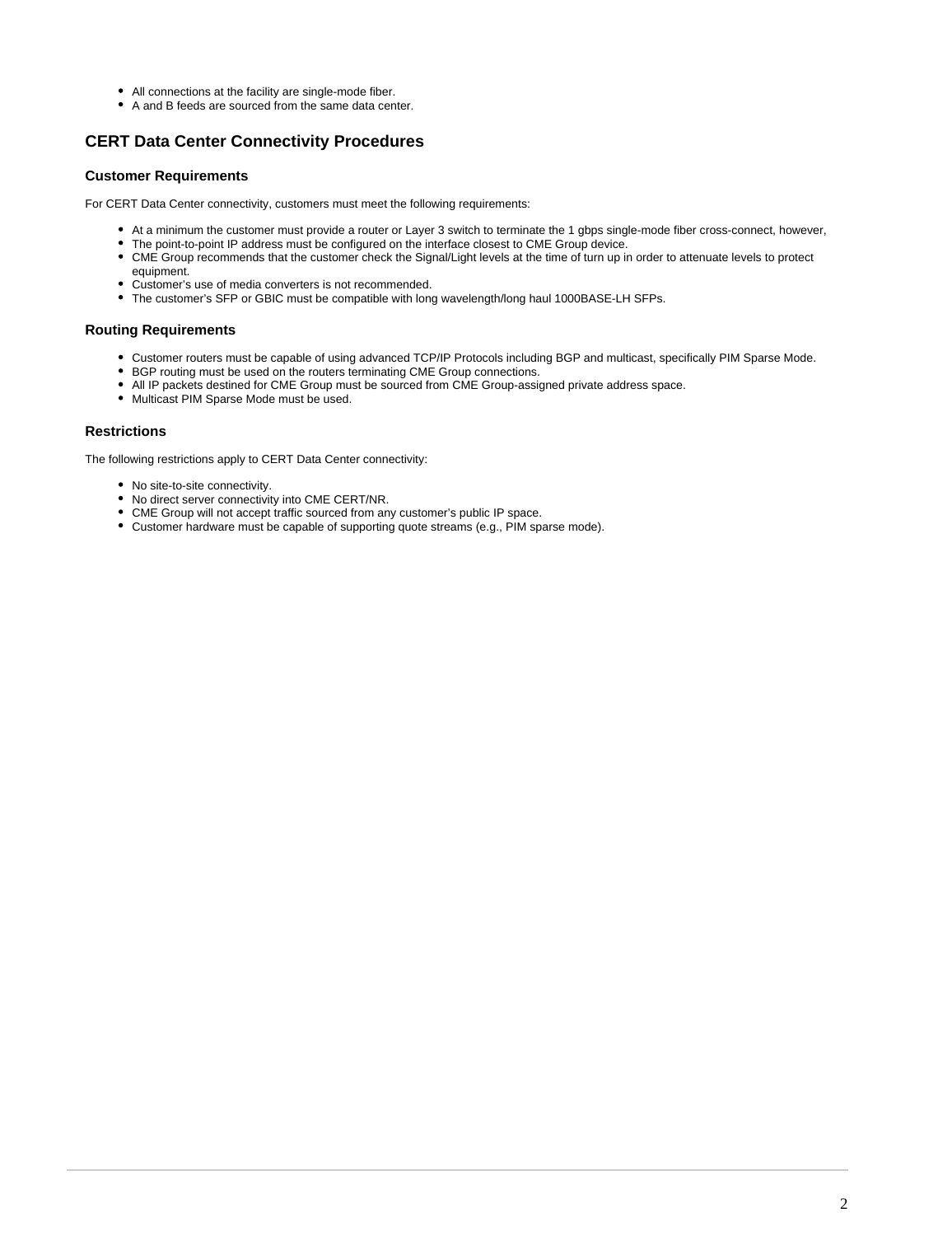- All connections at the facility are single-mode fiber.
- A and B feeds are sourced from the same data center.

## CERT Data Center Connectivity Procedures

### Customer Requirements

For CERT Data Center connectivity, customers must meet the following requirements:

- At a minimum the customer must provide a router or Layer 3 switch to terminate the 1 gbps single-mode fiber cross-connect, however,
- The point-to-point IP address must be configured on the interface closest to CME Group device.
- CME Group recommends that the customer check the Signal/Light levels at the time of turn up in order to attenuate levels to protect equipment.
- Customer's use of media converters is not recommended.
- The customer's SFP or GBIC must be compatible with long wavelength/long haul 1000BASE-LH SFPs.

### Routing Requirements

- Customer routers must be capable of using advanced TCP/IP Protocols including BGP and multicast, specifically PIM Sparse Mode.
- BGP routing must be used on the routers terminating CME Group connections.
- All IP packets destined for CME Group must be sourced from CME Group-assigned private address space.
- Multicast PIM Sparse Mode must be used.

### Restrictions

The following restrictions apply to CERT Data Center connectivity:

- No site-to-site connectivity.
- No direct server connectivity into CME CERT/NR.
- CME Group will not accept traffic sourced from any customer's public IP space.
- Customer hardware must be capable of supporting quote streams (e.g., PIM sparse mode).